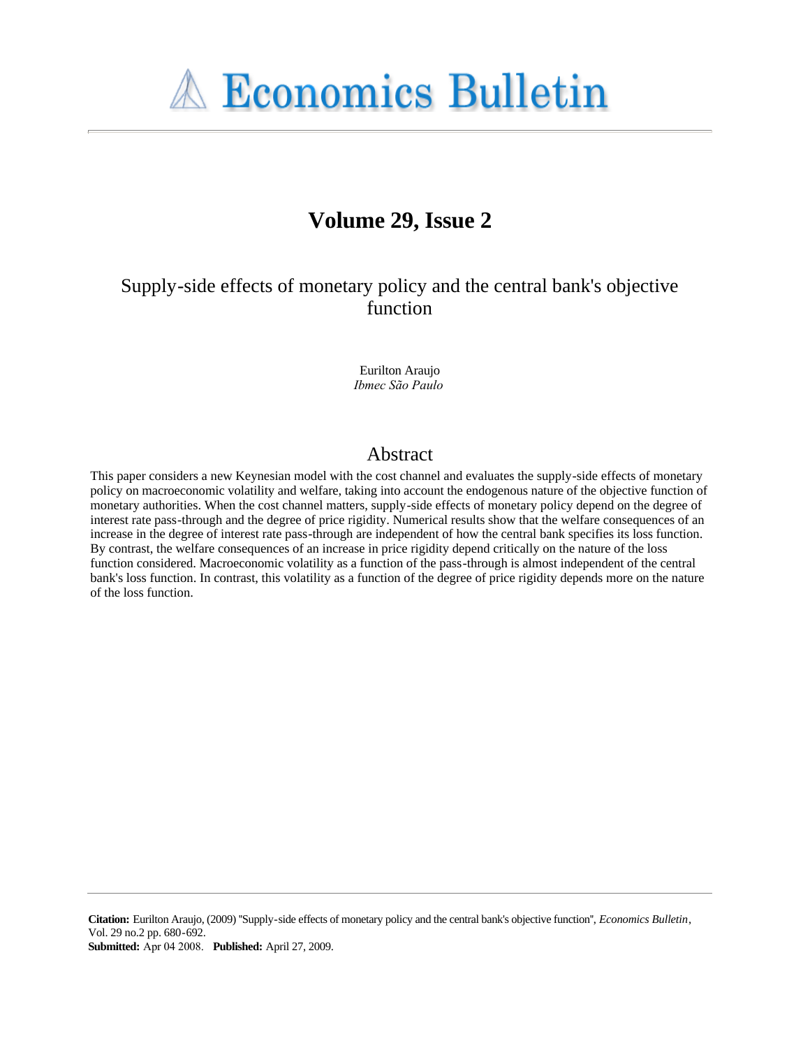# Economics Bulletin

## Volume 29, Issue 2

# Supply-side effects of monetary policy and the central bank's objective function

Eurilton Araujo  
*Ibmec São Paulo*

## Abstract

This paper considers a new Keynesian model with the cost channel and evaluates the supply-side effects of monetary policy on macroeconomic volatility and welfare, taking into account the endogenous nature of the objective function of monetary authorities. When the cost channel matters, supply-side effects of monetary policy depend on the degree of interest rate pass-through and the degree of price rigidity. Numerical results show that the welfare consequences of an increase in the degree of interest rate pass-through are independent of how the central bank specifies its loss function. By contrast, the welfare consequences of an increase in price rigidity depend critically on the nature of the loss function considered. Macroeconomic volatility as a function of the pass-through is almost independent of the central bank's loss function. In contrast, this volatility as a function of the degree of price rigidity depends more on the nature of the loss function.

**Citation:** Eurilton Araujo, (2009) ''Supply-side effects of monetary policy and the central bank's objective function'', *Economics Bulletin*, Vol. 29 no.2 pp. 680-692.  
**Submitted:** Apr 04 2008. **Published:** April 27, 2009.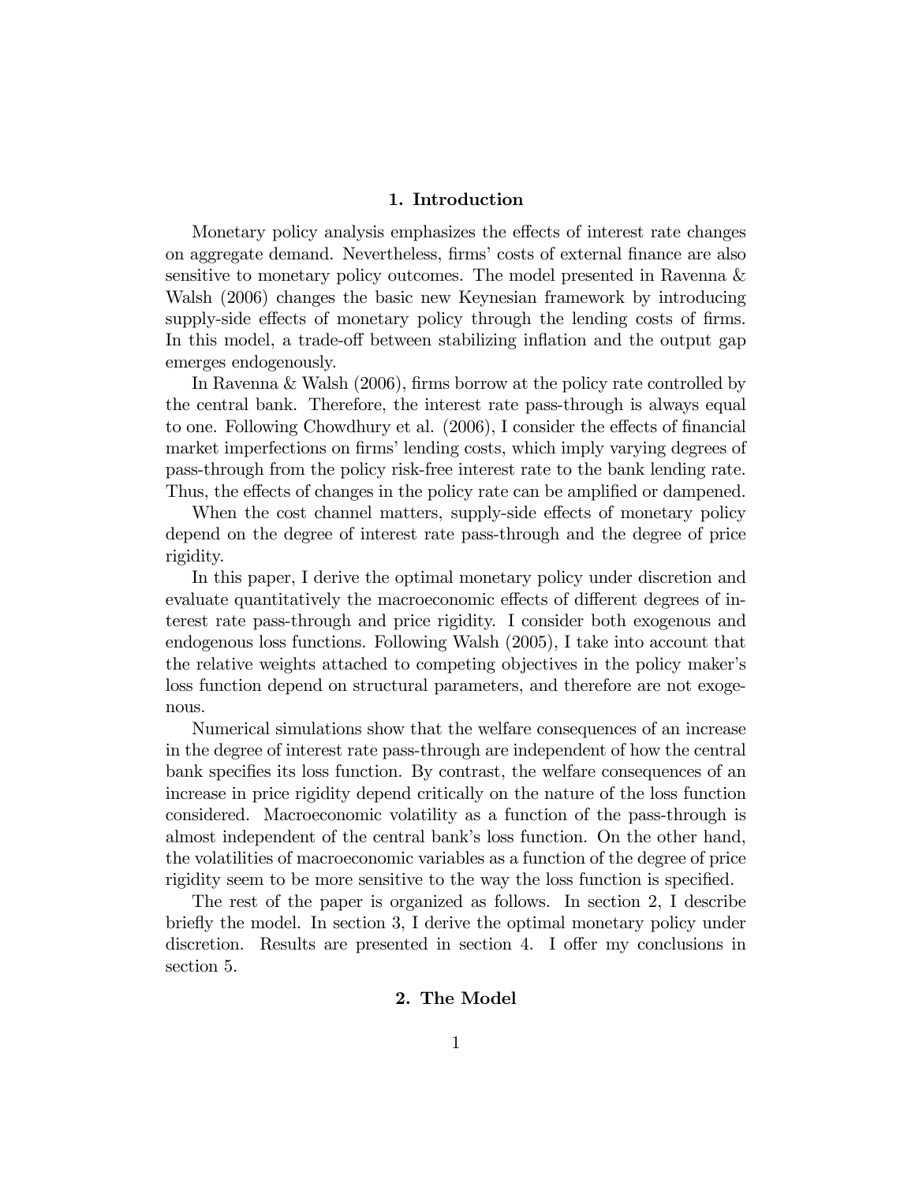## 1. Introduction

Monetary policy analysis emphasizes the effects of interest rate changes on aggregate demand. Nevertheless, firms' costs of external finance are also sensitive to monetary policy outcomes. The model presented in Ravenna & Walsh (2006) changes the basic new Keynesian framework by introducing supply-side effects of monetary policy through the lending costs of firms. In this model, a trade-off between stabilizing inflation and the output gap emerges endogenously.

In Ravenna & Walsh (2006), firms borrow at the policy rate controlled by the central bank. Therefore, the interest rate pass-through is always equal to one. Following Chowdhury et al. (2006), I consider the effects of financial market imperfections on firms' lending costs, which imply varying degrees of pass-through from the policy risk-free interest rate to the bank lending rate. Thus, the effects of changes in the policy rate can be amplified or dampened.

When the cost channel matters, supply-side effects of monetary policy depend on the degree of interest rate pass-through and the degree of price rigidity.

In this paper, I derive the optimal monetary policy under discretion and evaluate quantitatively the macroeconomic effects of different degrees of interest rate pass-through and price rigidity. I consider both exogenous and endogenous loss functions. Following Walsh (2005), I take into account that the relative weights attached to competing objectives in the policy maker's loss function depend on structural parameters, and therefore are not exogenous.

Numerical simulations show that the welfare consequences of an increase in the degree of interest rate pass-through are independent of how the central bank specifies its loss function. By contrast, the welfare consequences of an increase in price rigidity depend critically on the nature of the loss function considered. Macroeconomic volatility as a function of the pass-through is almost independent of the central bank's loss function. On the other hand, the volatilities of macroeconomic variables as a function of the degree of price rigidity seem to be more sensitive to the way the loss function is specified.

The rest of the paper is organized as follows. In section 2, I describe briefly the model. In section 3, I derive the optimal monetary policy under discretion. Results are presented in section 4. I offer my conclusions in section 5.

## 2. The Model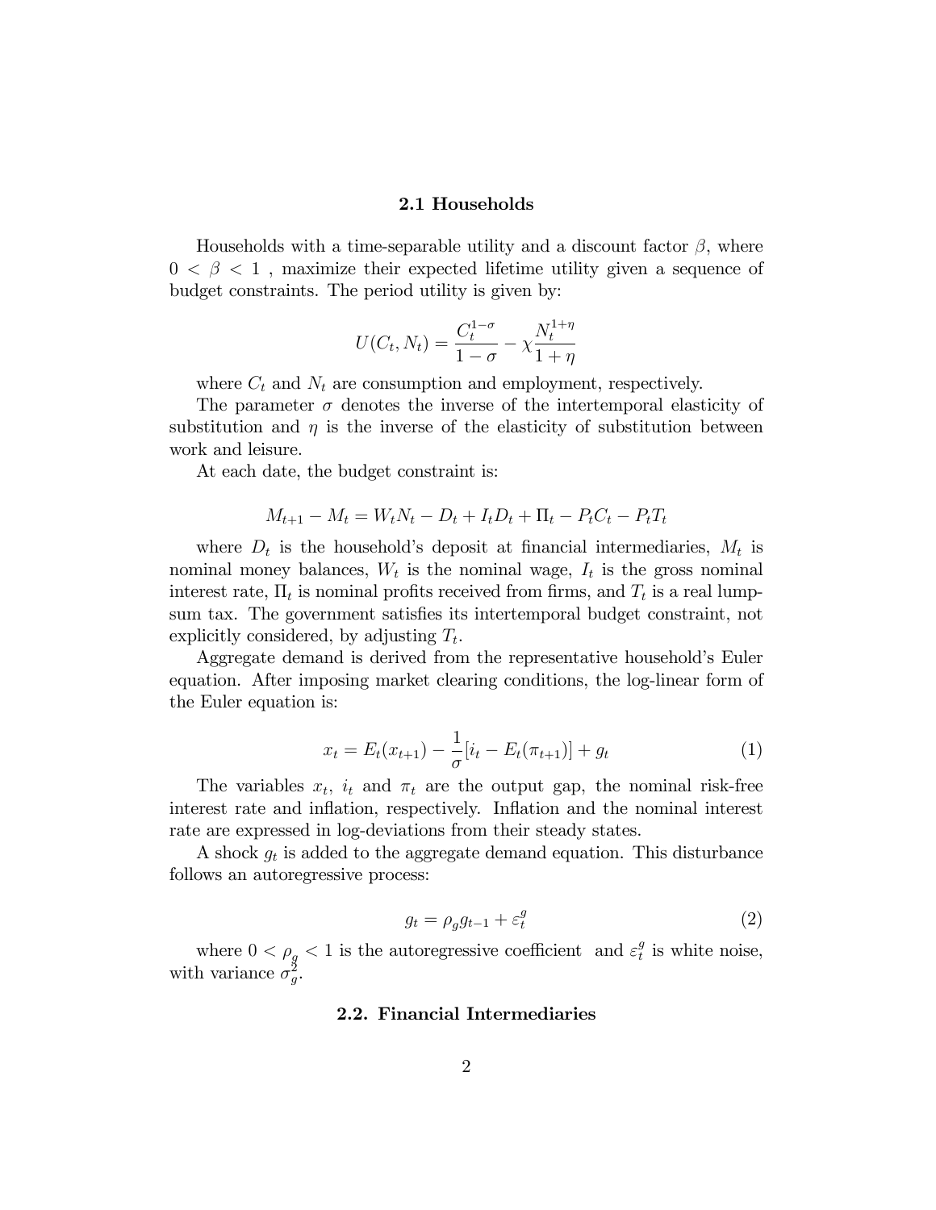### 2.1 Households

Households with a time-separable utility and a discount factor $\beta$, where $0 < \beta < 1$ , maximize their expected lifetime utility given a sequence of budget constraints. The period utility is given by:

$$U(C_t, N_t) = \frac{C_t^{1-\sigma}}{1-\sigma} - \chi \frac{N_t^{1+\eta}}{1+\eta}$$

where $C_t$ and $N_t$ are consumption and employment, respectively.

The parameter $\sigma$ denotes the inverse of the intertemporal elasticity of substitution and $\eta$ is the inverse of the elasticity of substitution between work and leisure.

At each date, the budget constraint is:

$$M_{t+1} - M_t = W_t N_t - D_t + I_t D_t + \Pi_t - P_t C_t - P_t T_t$$

where $D_t$ is the household's deposit at financial intermediaries, $M_t$ is nominal money balances, $W_t$ is the nominal wage, $I_t$ is the gross nominal interest rate, $\Pi_t$ is nominal profits received from firms, and $T_t$ is a real lump-sum tax. The government satisfies its intertemporal budget constraint, not explicitly considered, by adjusting $T_t$.

Aggregate demand is derived from the representative household's Euler equation. After imposing market clearing conditions, the log-linear form of the Euler equation is:

$$x_t = E_t(x_{t+1}) - \frac{1}{\sigma}[i_t - E_t(\pi_{t+1})] + g_t \tag{1}$$

The variables $x_t$, $i_t$ and $\pi_t$ are the output gap, the nominal risk-free interest rate and inflation, respectively. Inflation and the nominal interest rate are expressed in log-deviations from their steady states.

A shock $g_t$ is added to the aggregate demand equation. This disturbance follows an autoregressive process:

$$g_t = \rho_g g_{t-1} + \varepsilon_t^g \tag{2}$$

where $0 < \rho_g < 1$ is the autoregressive coefficient and $\varepsilon_t^g$ is white noise, with variance $\sigma_g^2$.

### 2.2. Financial Intermediaries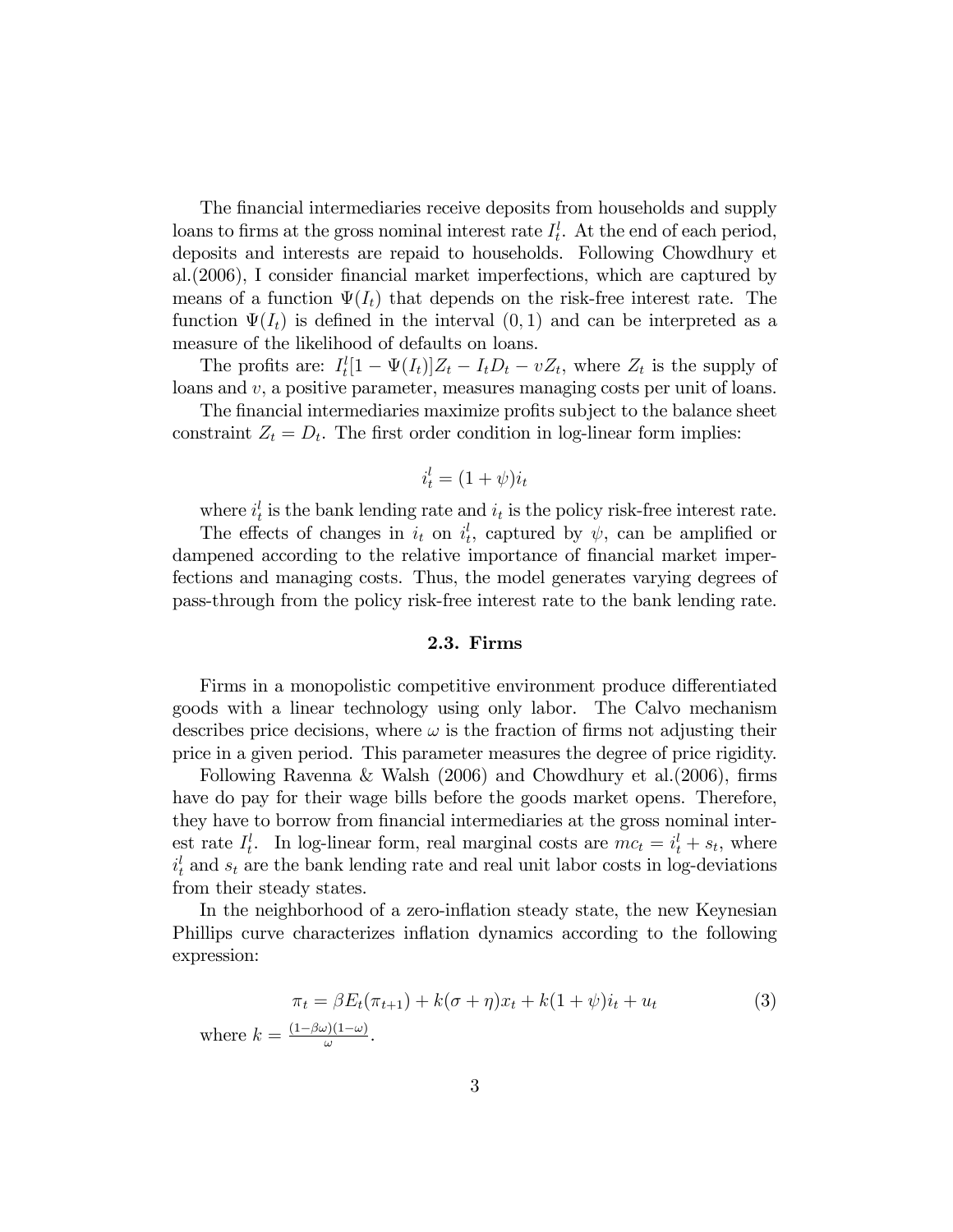The financial intermediaries receive deposits from households and supply loans to firms at the gross nominal interest rate $I_t^l$. At the end of each period, deposits and interests are repaid to households. Following Chowdhury et al.(2006), I consider financial market imperfections, which are captured by means of a function $\Psi(I_t)$ that depends on the risk-free interest rate. The function $\Psi(I_t)$ is defined in the interval $(0, 1)$ and can be interpreted as a measure of the likelihood of defaults on loans.

The profits are: $I_t^l[1 - \Psi(I_t)]Z_t - I_t D_t - vZ_t$, where $Z_t$ is the supply of loans and $v$, a positive parameter, measures managing costs per unit of loans.

The financial intermediaries maximize profits subject to the balance sheet constraint $Z_t = D_t$. The first order condition in log-linear form implies:

$$i_t^l = (1 + \psi)i_t$$

where $i_t^l$ is the bank lending rate and $i_t$ is the policy risk-free interest rate.

The effects of changes in $i_t$ on $i_t^l$, captured by $\psi$, can be amplified or dampened according to the relative importance of financial market imperfections and managing costs. Thus, the model generates varying degrees of pass-through from the policy risk-free interest rate to the bank lending rate.

### 2.3. Firms

Firms in a monopolistic competitive environment produce differentiated goods with a linear technology using only labor. The Calvo mechanism describes price decisions, where $\omega$ is the fraction of firms not adjusting their price in a given period. This parameter measures the degree of price rigidity.

Following Ravenna & Walsh (2006) and Chowdhury et al.(2006), firms have do pay for their wage bills before the goods market opens. Therefore, they have to borrow from financial intermediaries at the gross nominal interest rate $I_t^l$. In log-linear form, real marginal costs are $mc_t = i_t^l + s_t$, where $i_t^l$ and $s_t$ are the bank lending rate and real unit labor costs in log-deviations from their steady states.

In the neighborhood of a zero-inflation steady state, the new Keynesian Phillips curve characterizes inflation dynamics according to the following expression:

$$\pi_t = \beta E_t(\pi_{t+1}) + k(\sigma + \eta)x_t + k(1 + \psi)i_t + u_t \tag{3}$$

where $k = \frac{(1-\beta\omega)(1-\omega)}{\omega}$.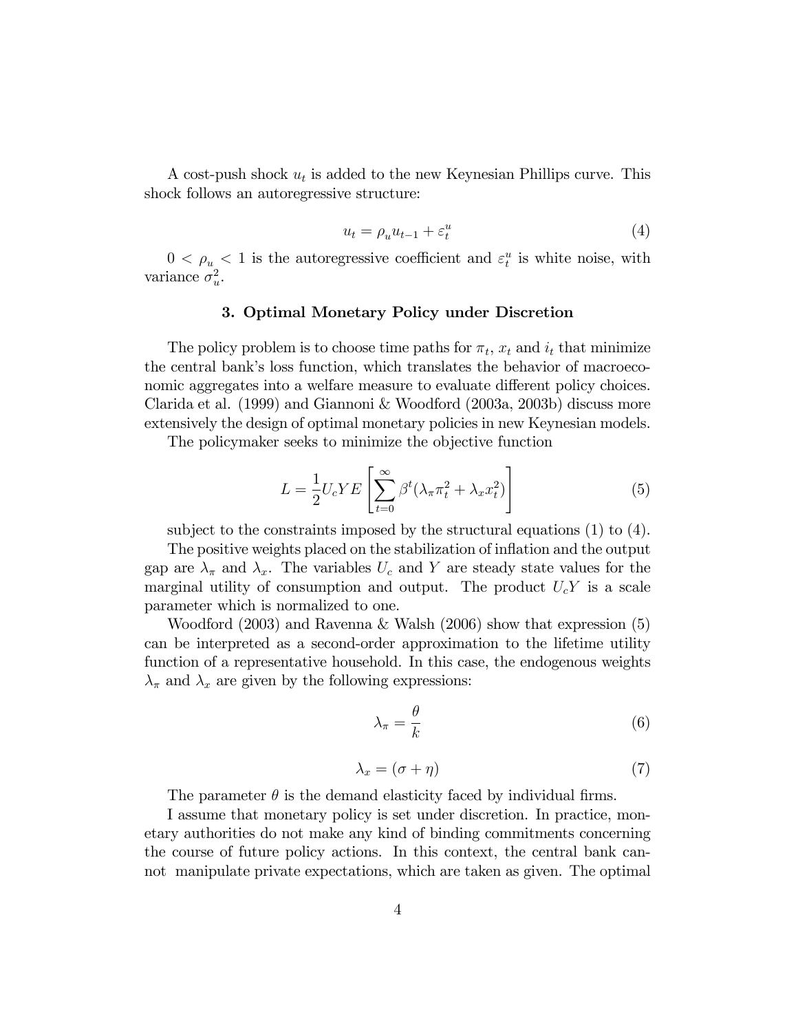A cost-push shock $u_t$ is added to the new Keynesian Phillips curve. This shock follows an autoregressive structure:

$$u_t = \rho_u u_{t-1} + \varepsilon_t^u \tag{4}$$

$0 < \rho_u < 1$ is the autoregressive coefficient and $\varepsilon_t^u$ is white noise, with variance $\sigma_u^2$.

### 3. Optimal Monetary Policy under Discretion

The policy problem is to choose time paths for $\pi_t$, $x_t$ and $i_t$ that minimize the central bank's loss function, which translates the behavior of macroeconomic aggregates into a welfare measure to evaluate different policy choices. Clarida et al. (1999) and Giannoni & Woodford (2003a, 2003b) discuss more extensively the design of optimal monetary policies in new Keynesian models.

The policymaker seeks to minimize the objective function

$$L = \frac{1}{2} U_c Y E \left[ \sum_{t=0}^{\infty} \beta^t (\lambda_\pi \pi_t^2 + \lambda_x x_t^2) \right] \tag{5}$$

subject to the constraints imposed by the structural equations (1) to (4).

The positive weights placed on the stabilization of inflation and the output gap are $\lambda_\pi$ and $\lambda_x$. The variables $U_c$ and $Y$ are steady state values for the marginal utility of consumption and output. The product $U_c Y$ is a scale parameter which is normalized to one.

Woodford (2003) and Ravenna & Walsh (2006) show that expression (5) can be interpreted as a second-order approximation to the lifetime utility function of a representative household. In this case, the endogenous weights $\lambda_\pi$ and $\lambda_x$ are given by the following expressions:

$$\lambda_\pi = \frac{\theta}{k} \tag{6}$$

$$\lambda_x = (\sigma + \eta) \tag{7}$$

The parameter $\theta$ is the demand elasticity faced by individual firms.

I assume that monetary policy is set under discretion. In practice, monetary authorities do not make any kind of binding commitments concerning the course of future policy actions. In this context, the central bank cannot manipulate private expectations, which are taken as given. The optimal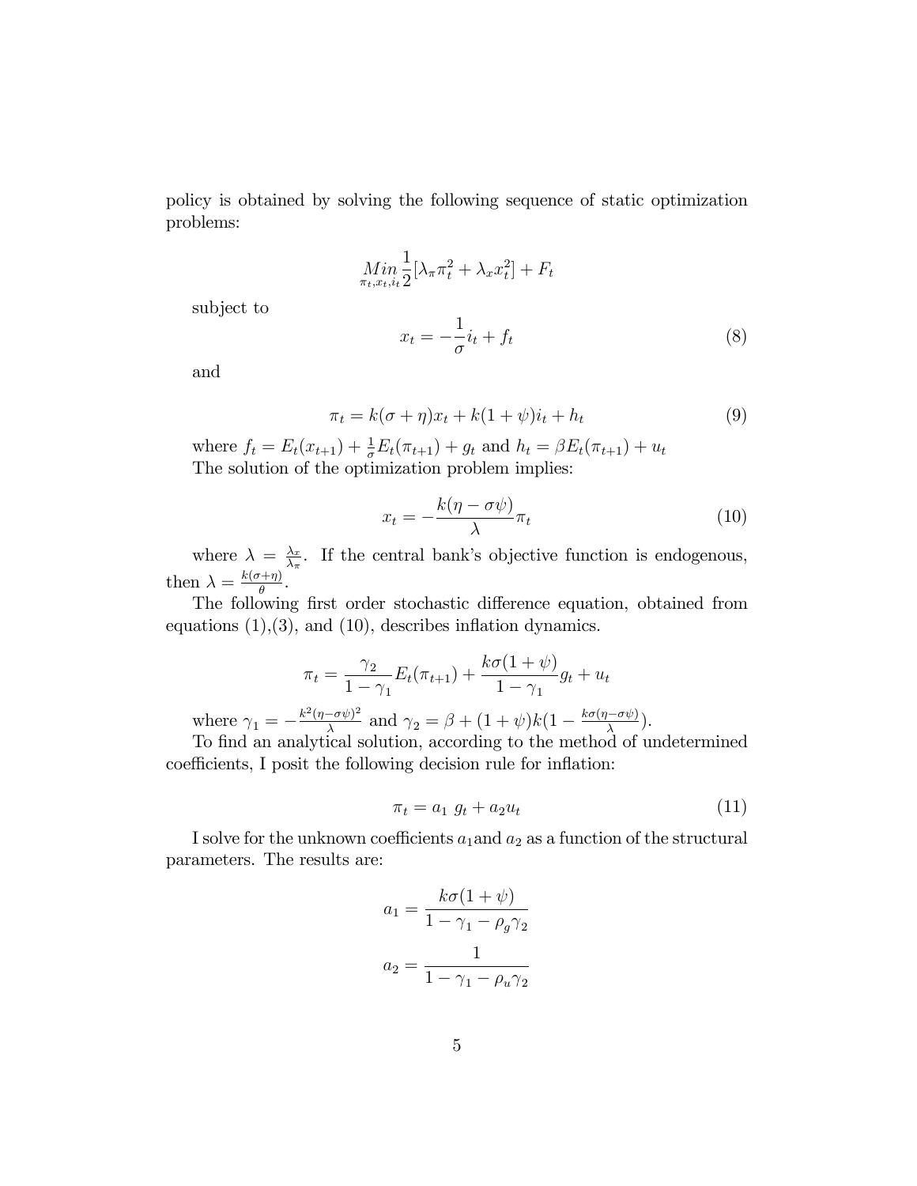policy is obtained by solving the following sequence of static optimization problems:

$$\underset{\pi_t, x_t, i_t}{Min} \frac{1}{2}[\lambda_\pi \pi_t^2 + \lambda_x x_t^2] + F_t$$

subject to

$$x_t = -\frac{1}{\sigma} i_t + f_t \tag{8}$$

and

$$\pi_t = k(\sigma + \eta) x_t + k(1 + \psi) i_t + h_t \tag{9}$$

where $f_t = E_t(x_{t+1}) + \frac{1}{\sigma} E_t(\pi_{t+1}) + g_t$ and $h_t = \beta E_t(\pi_{t+1}) + u_t$

The solution of the optimization problem implies:

$$x_t = -\frac{k(\eta - \sigma\psi)}{\lambda} \pi_t \tag{10}$$

where $\lambda = \frac{\lambda_x}{\lambda_\pi}$. If the central bank's objective function is endogenous, then $\lambda = \frac{k(\sigma+\eta)}{\theta}$.

The following first order stochastic difference equation, obtained from equations (1),(3), and (10), describes inflation dynamics.

$$\pi_t = \frac{\gamma_2}{1 - \gamma_1} E_t(\pi_{t+1}) + \frac{k\sigma(1 + \psi)}{1 - \gamma_1} g_t + u_t$$

where $\gamma_1 = -\frac{k^2(\eta - \sigma\psi)^2}{\lambda}$ and $\gamma_2 = \beta + (1 + \psi)k(1 - \frac{k\sigma(\eta - \sigma\psi)}{\lambda})$.

To find an analytical solution, according to the method of undetermined coefficients, I posit the following decision rule for inflation:

$$\pi_t = a_1 \ g_t + a_2 u_t \tag{11}$$

I solve for the unknown coefficients $a_1$ and $a_2$ as a function of the structural parameters. The results are:

$$a_1 = \frac{k\sigma(1 + \psi)}{1 - \gamma_1 - \rho_g \gamma_2}$$

$$a_2 = \frac{1}{1 - \gamma_1 - \rho_u \gamma_2}$$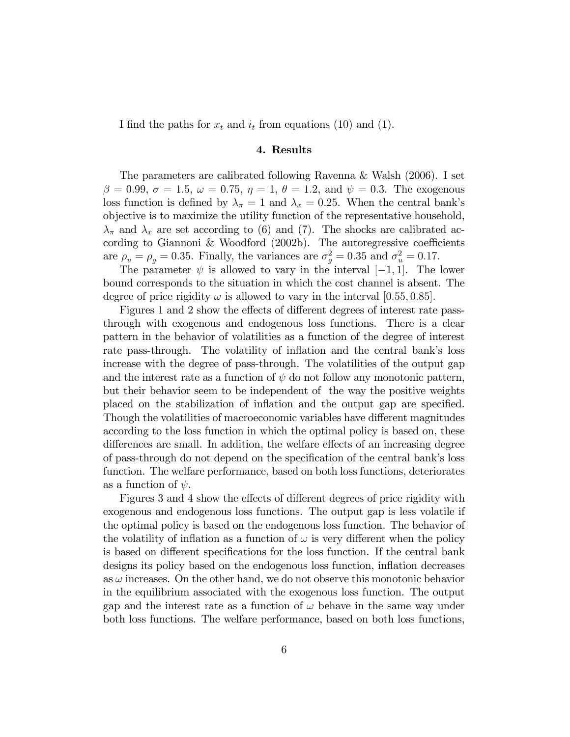I find the paths for $x_t$ and $i_t$ from equations (10) and (1).

## 4. Results

The parameters are calibrated following Ravenna & Walsh (2006). I set $\beta = 0.99$, $\sigma = 1.5$, $\omega = 0.75$, $\eta = 1$, $\theta = 1.2$, and $\psi = 0.3$. The exogenous loss function is defined by $\lambda_\pi = 1$ and $\lambda_x = 0.25$. When the central bank's objective is to maximize the utility function of the representative household, $\lambda_\pi$ and $\lambda_x$ are set according to (6) and (7). The shocks are calibrated according to Giannoni & Woodford (2002b). The autoregressive coefficients are $\rho_u = \rho_g = 0.35$. Finally, the variances are $\sigma_g^2 = 0.35$ and $\sigma_u^2 = 0.17$.

The parameter $\psi$ is allowed to vary in the interval $[-1, 1]$. The lower bound corresponds to the situation in which the cost channel is absent. The degree of price rigidity $\omega$ is allowed to vary in the interval $[0.55, 0.85]$.

Figures 1 and 2 show the effects of different degrees of interest rate pass-through with exogenous and endogenous loss functions. There is a clear pattern in the behavior of volatilities as a function of the degree of interest rate pass-through. The volatility of inflation and the central bank's loss increase with the degree of pass-through. The volatilities of the output gap and the interest rate as a function of $\psi$ do not follow any monotonic pattern, but their behavior seem to be independent of the way the positive weights placed on the stabilization of inflation and the output gap are specified. Though the volatilities of macroeconomic variables have different magnitudes according to the loss function in which the optimal policy is based on, these differences are small. In addition, the welfare effects of an increasing degree of pass-through do not depend on the specification of the central bank's loss function. The welfare performance, based on both loss functions, deteriorates as a function of $\psi$.

Figures 3 and 4 show the effects of different degrees of price rigidity with exogenous and endogenous loss functions. The output gap is less volatile if the optimal policy is based on the endogenous loss function. The behavior of the volatility of inflation as a function of $\omega$ is very different when the policy is based on different specifications for the loss function. If the central bank designs its policy based on the endogenous loss function, inflation decreases as $\omega$ increases. On the other hand, we do not observe this monotonic behavior in the equilibrium associated with the exogenous loss function. The output gap and the interest rate as a function of $\omega$ behave in the same way under both loss functions. The welfare performance, based on both loss functions,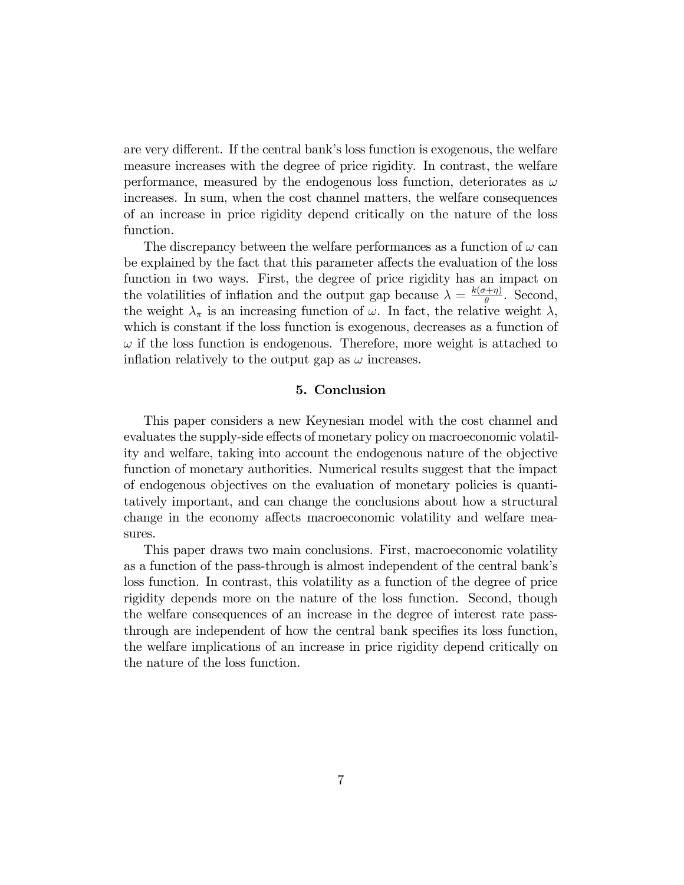are very different. If the central bank's loss function is exogenous, the welfare measure increases with the degree of price rigidity. In contrast, the welfare performance, measured by the endogenous loss function, deteriorates as $\omega$ increases. In sum, when the cost channel matters, the welfare consequences of an increase in price rigidity depend critically on the nature of the loss function.

The discrepancy between the welfare performances as a function of $\omega$ can be explained by the fact that this parameter affects the evaluation of the loss function in two ways. First, the degree of price rigidity has an impact on the volatilities of inflation and the output gap because $\lambda = \frac{k(\sigma+\eta)}{\theta}$. Second, the weight $\lambda_\pi$ is an increasing function of $\omega$. In fact, the relative weight $\lambda$, which is constant if the loss function is exogenous, decreases as a function of $\omega$ if the loss function is endogenous. Therefore, more weight is attached to inflation relatively to the output gap as $\omega$ increases.

## 5. Conclusion

This paper considers a new Keynesian model with the cost channel and evaluates the supply-side effects of monetary policy on macroeconomic volatility and welfare, taking into account the endogenous nature of the objective function of monetary authorities. Numerical results suggest that the impact of endogenous objectives on the evaluation of monetary policies is quantitatively important, and can change the conclusions about how a structural change in the economy affects macroeconomic volatility and welfare measures.

This paper draws two main conclusions. First, macroeconomic volatility as a function of the pass-through is almost independent of the central bank's loss function. In contrast, this volatility as a function of the degree of price rigidity depends more on the nature of the loss function. Second, though the welfare consequences of an increase in the degree of interest rate pass-through are independent of how the central bank specifies its loss function, the welfare implications of an increase in price rigidity depend critically on the nature of the loss function.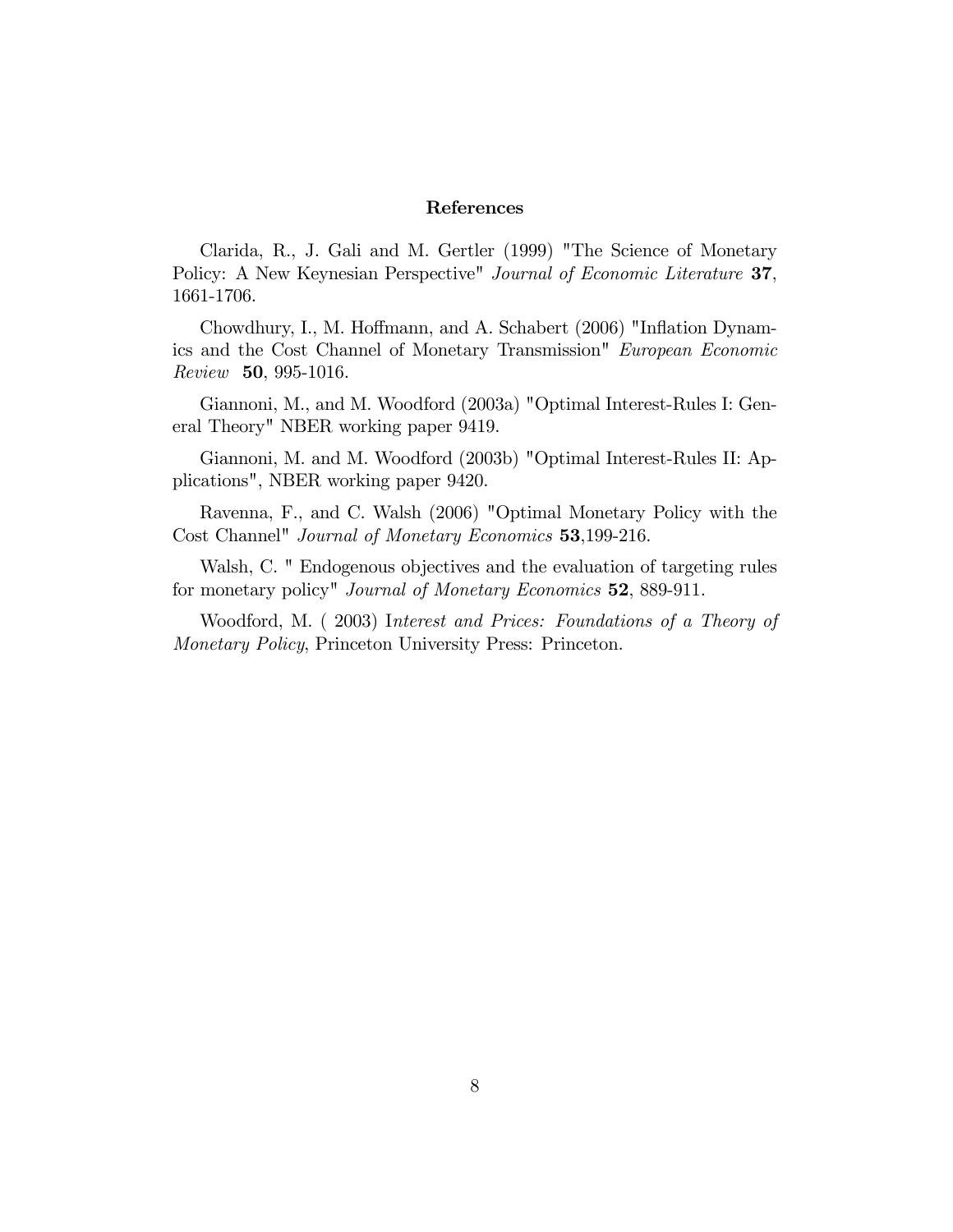## References

Clarida, R., J. Gali and M. Gertler (1999) "The Science of Monetary Policy: A New Keynesian Perspective" *Journal of Economic Literature* **37**, 1661-1706.

Chowdhury, I., M. Hoffmann, and A. Schabert (2006) "Inflation Dynamics and the Cost Channel of Monetary Transmission" *European Economic Review* **50**, 995-1016.

Giannoni, M., and M. Woodford (2003a) "Optimal Interest-Rules I: General Theory" NBER working paper 9419.

Giannoni, M. and M. Woodford (2003b) "Optimal Interest-Rules II: Applications", NBER working paper 9420.

Ravenna, F., and C. Walsh (2006) "Optimal Monetary Policy with the Cost Channel" *Journal of Monetary Economics* **53**,199-216.

Walsh, C. " Endogenous objectives and the evaluation of targeting rules for monetary policy" *Journal of Monetary Economics* **52**, 889-911.

Woodford, M. ( 2003) I*nterest and Prices: Foundations of a Theory of Monetary Policy*, Princeton University Press: Princeton.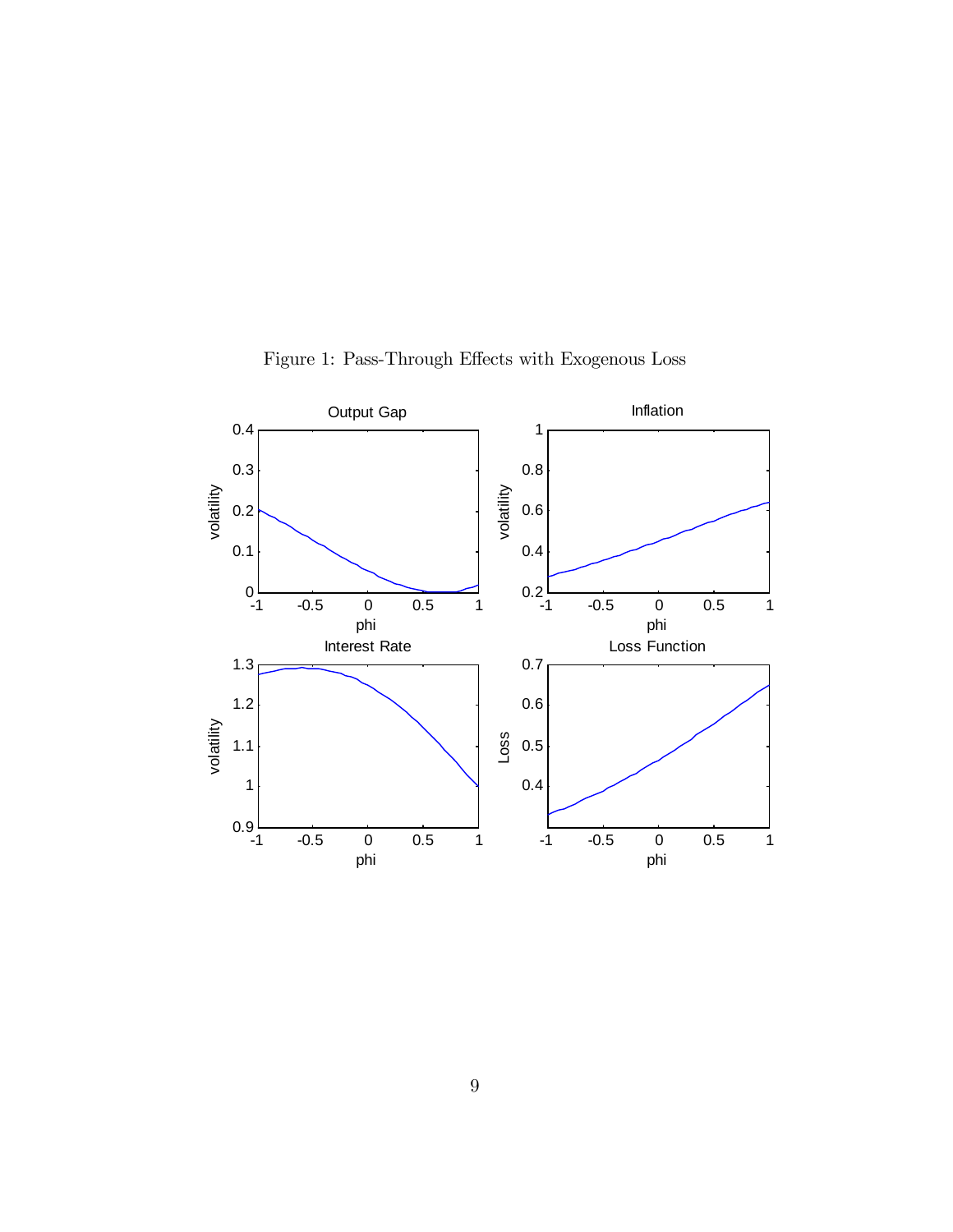Figure 1: Pass-Through Effects with Exogenous Loss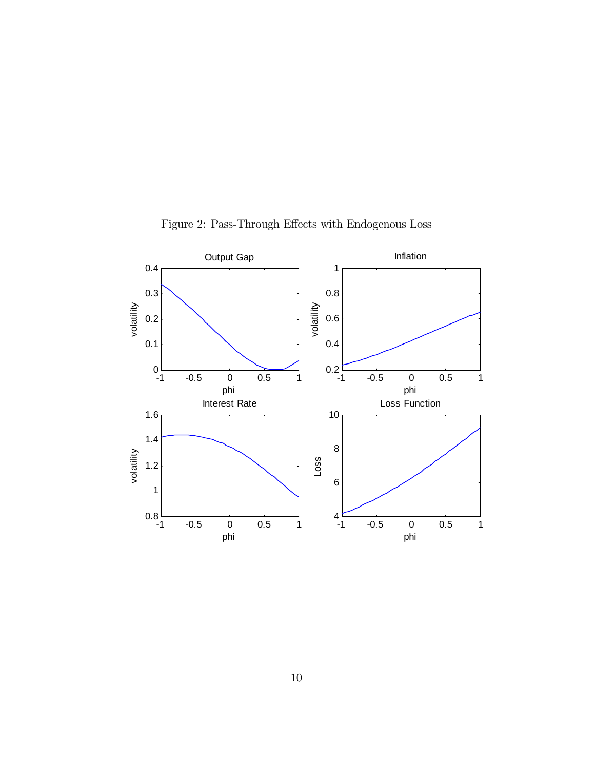Figure 2: Pass-Through Effects with Endogenous Loss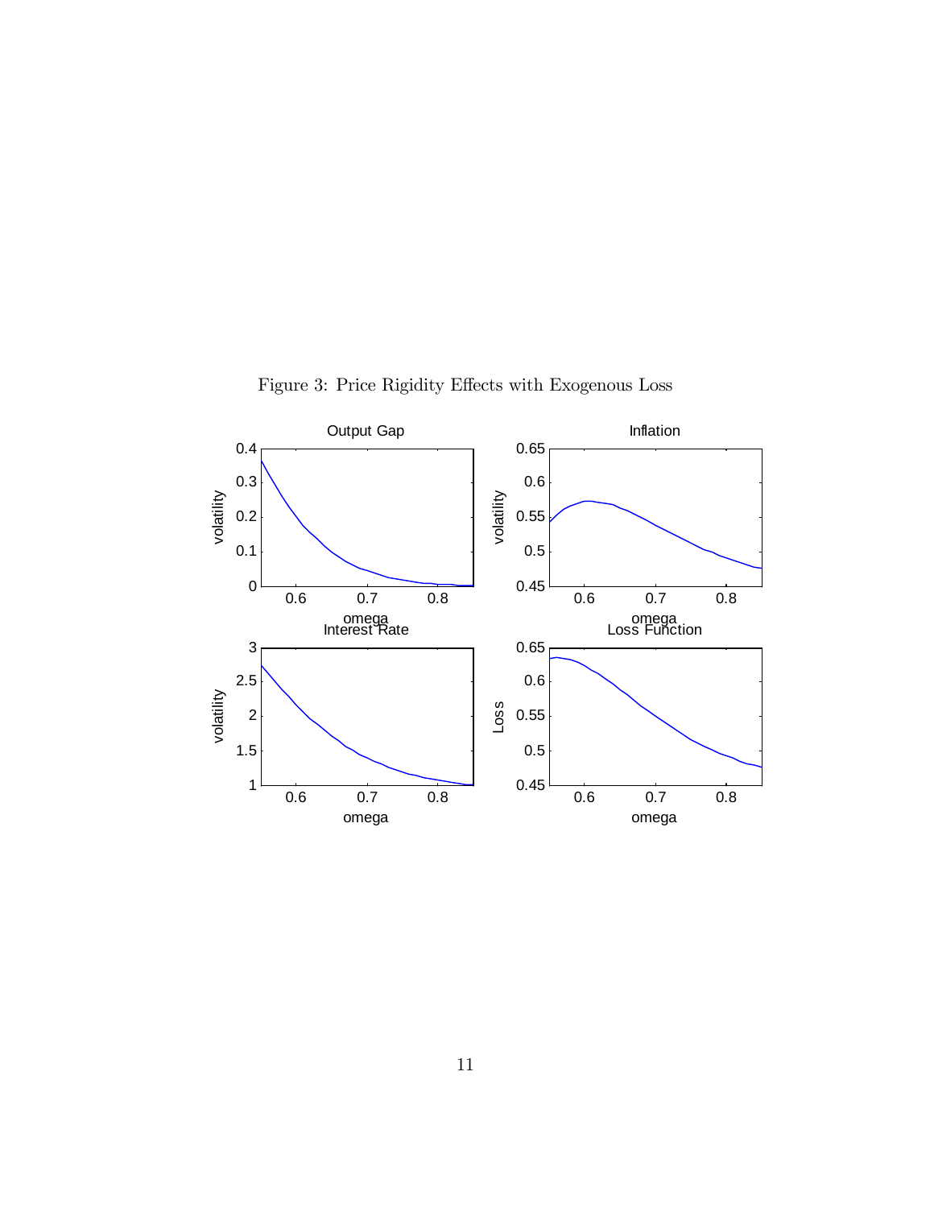Figure 3: Price Rigidity Effects with Exogenous Loss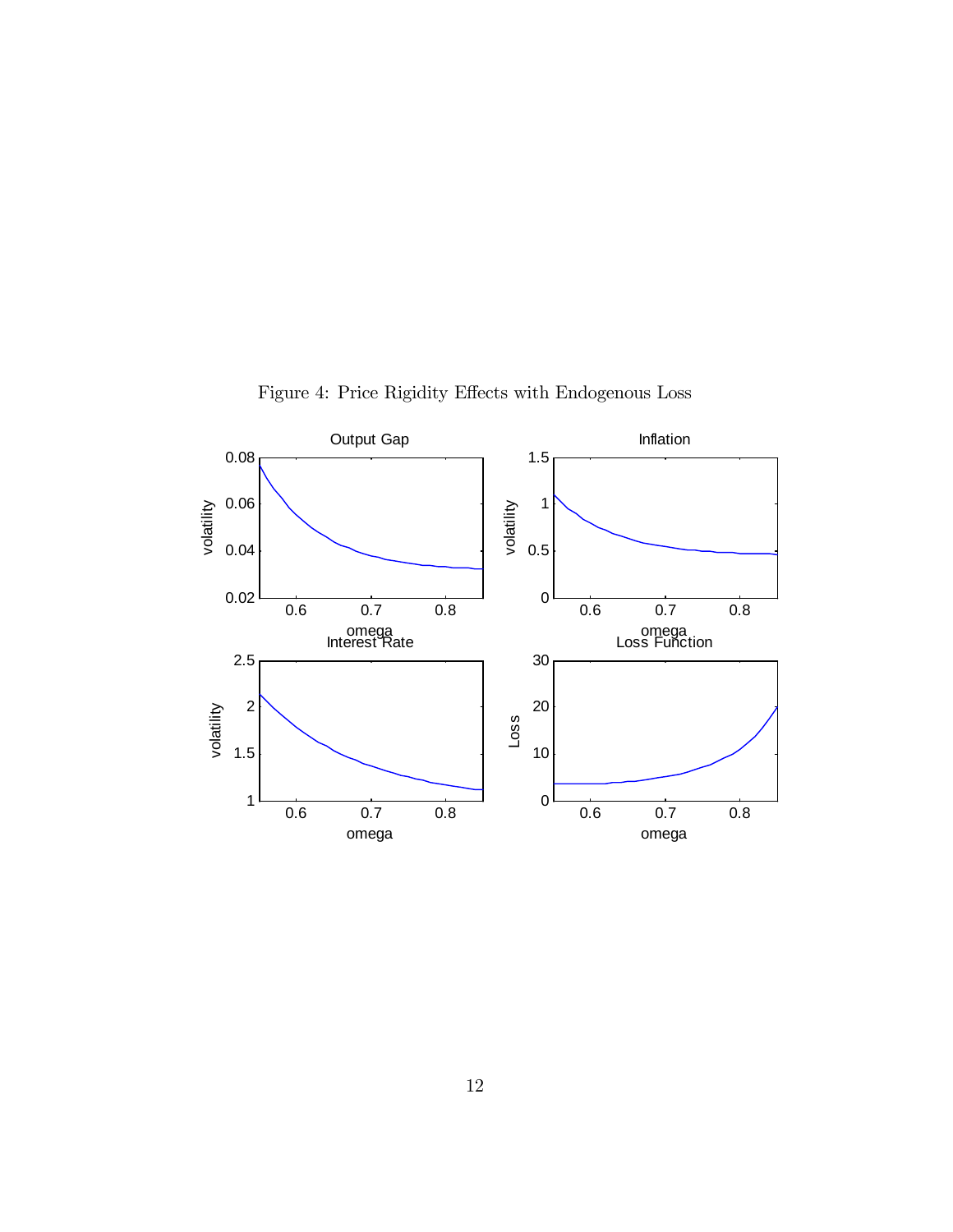Figure 4: Price Rigidity Effects with Endogenous Loss

Output Gap

volatility

0.08
0.06
0.04
0.02

0.6 0.7 0.8

omega

Inflation

volatility

1.5
1
0.5
0

0.6 0.7 0.8

omega

Interest Rate

volatility

2.5
2
1.5
1

0.6 0.7 0.8

omega

Loss Function

Loss

30
20
10
0

0.6 0.7 0.8

omega